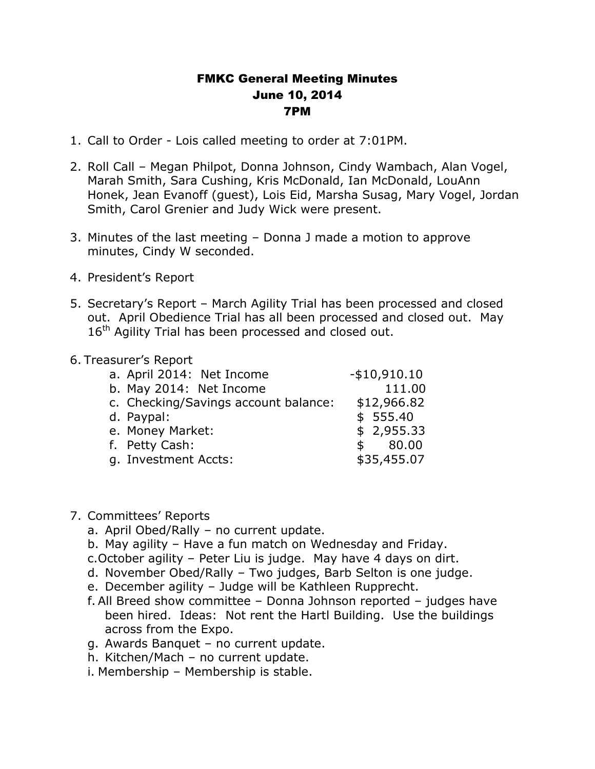# FMKC General Meeting Minutes
# June 10, 2014
# 7PM

1. Call to Order - Lois called meeting to order at 7:01PM.

2. Roll Call – Megan Philpot, Donna Johnson, Cindy Wambach, Alan Vogel, Marah Smith, Sara Cushing, Kris McDonald, Ian McDonald, LouAnn Honek, Jean Evanoff (guest), Lois Eid, Marsha Susag, Mary Vogel, Jordan Smith, Carol Grenier and Judy Wick were present.

3. Minutes of the last meeting – Donna J made a motion to approve minutes, Cindy W seconded.

4. President's Report

5. Secretary's Report – March Agility Trial has been processed and closed out. April Obedience Trial has all been processed and closed out. May 16th Agility Trial has been processed and closed out.

6. Treasurer's Report

| | |
|---|---|
| a. April 2014: Net Income | -$10,910.10 |
| b. May 2014: Net Income | 111.00 |
| c. Checking/Savings account balance: | $12,966.82 |
| d. Paypal: | $ 555.40 |
| e. Money Market: | $ 2,955.33 |
| f. Petty Cash: | $ 80.00 |
| g. Investment Accts: | $35,455.07 |

7. Committees' Reports
   a. April Obed/Rally – no current update.
   b. May agility – Have a fun match on Wednesday and Friday.
   c. October agility – Peter Liu is judge. May have 4 days on dirt.
   d. November Obed/Rally – Two judges, Barb Selton is one judge.
   e. December agility – Judge will be Kathleen Rupprecht.
   f. All Breed show committee – Donna Johnson reported – judges have been hired. Ideas: Not rent the Hartl Building. Use the buildings across from the Expo.
   g. Awards Banquet – no current update.
   h. Kitchen/Mach – no current update.
   i. Membership – Membership is stable.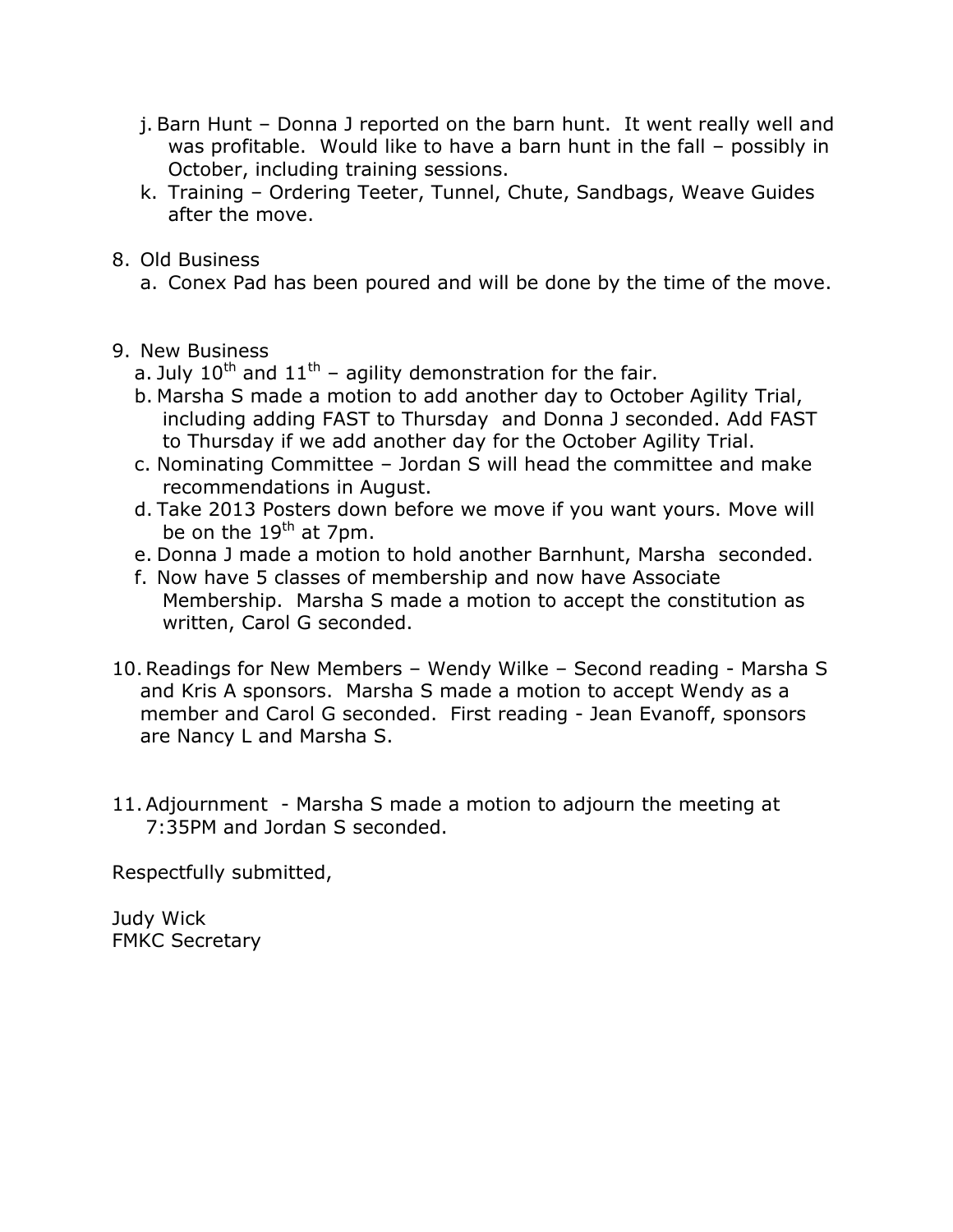j. Barn Hunt – Donna J reported on the barn hunt. It went really well and was profitable. Would like to have a barn hunt in the fall – possibly in October, including training sessions.

k. Training – Ordering Teeter, Tunnel, Chute, Sandbags, Weave Guides after the move.

8. Old Business
   a. Conex Pad has been poured and will be done by the time of the move.

9. New Business
   a. July 10th and 11th – agility demonstration for the fair.
   b. Marsha S made a motion to add another day to October Agility Trial, including adding FAST to Thursday and Donna J seconded. Add FAST to Thursday if we add another day for the October Agility Trial.
   c. Nominating Committee – Jordan S will head the committee and make recommendations in August.
   d. Take 2013 Posters down before we move if you want yours. Move will be on the 19th at 7pm.
   e. Donna J made a motion to hold another Barnhunt, Marsha seconded.
   f. Now have 5 classes of membership and now have Associate Membership. Marsha S made a motion to accept the constitution as written, Carol G seconded.

10. Readings for New Members – Wendy Wilke – Second reading - Marsha S and Kris A sponsors. Marsha S made a motion to accept Wendy as a member and Carol G seconded. First reading - Jean Evanoff, sponsors are Nancy L and Marsha S.

11. Adjournment - Marsha S made a motion to adjourn the meeting at 7:35PM and Jordan S seconded.

Respectfully submitted,

Judy Wick
FMKC Secretary